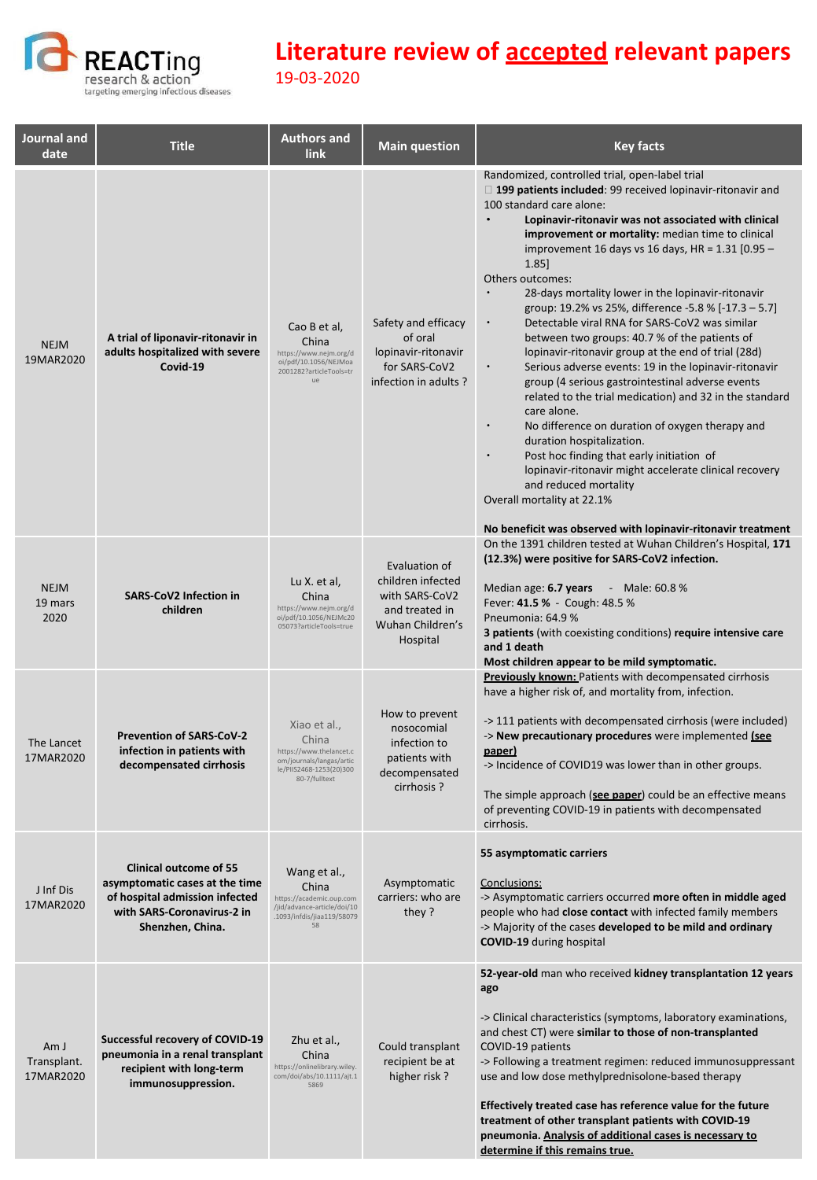REACTing research & action targeting emerging infectious diseases

# Literature review of accepted relevant papers

19-03-2020

| Journal and date | Title | Authors and link | Main question | Key facts |
|---|---|---|---|---|
| NEJM 19MAR2020 | **A trial of liponavir-ritonavir in adults hospitalized with severe Covid-19** | Cao B et al, China https://www.nejm.org/doi/pdf/10.1056/NEJMoa2001282?articleTools=true | Safety and efficacy of oral lopinavir-ritonavir for SARS-CoV2 infection in adults ? | Randomized, controlled trial, open-label trial<br>**199 patients included**: 99 received lopinavir-ritonavir and 100 standard care alone:<br>• **Lopinavir-ritonavir was not associated with clinical improvement or mortality:** median time to clinical improvement 16 days vs 16 days, HR = 1.31 [0.95 – 1.85]<br>Others outcomes:<br>• 28-days mortality lower in the lopinavir-ritonavir group: 19.2% vs 25%, difference -5.8 % [-17.3 – 5.7]<br>• Detectable viral RNA for SARS-CoV2 was similar between two groups: 40.7 % of the patients of lopinavir-ritonavir group at the end of trial (28d)<br>• Serious adverse events: 19 in the lopinavir-ritonavir group (4 serious gastrointestinal adverse events related to the trial medication) and 32 in the standard care alone.<br>• No difference on duration of oxygen therapy and duration hospitalization.<br>• Post hoc finding that early initiation of lopinavir-ritonavir might accelerate clinical recovery and reduced mortality<br>Overall mortality at 22.1%<br><br>**No beneficit was observed with lopinavir-ritonavir treatment** |
| NEJM 19 mars 2020 | **SARS-CoV2 Infection in children** | Lu X. et al, China https://www.nejm.org/doi/pdf/10.1056/NEJMc2005073?articleTools=true | Evaluation of children infected with SARS-CoV2 and treated in Wuhan Children's Hospital | On the 1391 children tested at Wuhan Children's Hospital, **171 (12.3%) were positive for SARS-CoV2 infection.**<br><br>Median age: **6.7 years** - Male: 60.8 %<br>Fever: **41.5 %** - Cough: 48.5 %<br>Pneumonia: 64.9 %<br>**3 patients** (with coexisting conditions) **require intensive care and 1 death**<br>**Most children appear to be mild symptomatic.** |
| The Lancet 17MAR2020 | **Prevention of SARS-CoV-2 infection in patients with decompensated cirrhosis** | Xiao et al., China https://www.thelancet.com/journals/langas/article/PIIS2468-1253(20)30080-7/fulltext | How to prevent nosocomial infection to patients with decompensated cirrhosis ? | **Previously known:** Patients with decompensated cirrhosis have a higher risk of, and mortality from, infection.<br><br>-> 111 patients with decompensated cirrhosis (were included)<br>-> **New precautionary procedures** were implemented **(see paper)**<br>-> Incidence of COVID19 was lower than in other groups.<br><br>The simple approach (**see paper**) could be an effective means of preventing COVID-19 in patients with decompensated cirrhosis. |
| J Inf Dis 17MAR2020 | **Clinical outcome of 55 asymptomatic cases at the time of hospital admission infected with SARS-Coronavirus-2 in Shenzhen, China.** | Wang et al., China https://academic.oup.com/jid/advance-article/doi/10.1093/infdis/jiaa119/5807958 | Asymptomatic carriers: who are they ? | **55 asymptomatic carriers**<br><br>Conclusions:<br>-> Asymptomatic carriers occurred **more often in middle aged** people who had **close contact** with infected family members<br>-> Majority of the cases **developed to be mild and ordinary COVID-19** during hospital |
| Am J Transplant. 17MAR2020 | **Successful recovery of COVID-19 pneumonia in a renal transplant recipient with long-term immunosuppression.** | Zhu et al., China https://onlinelibrary.wiley.com/doi/abs/10.1111/ajt.15869 | Could transplant recipient be at higher risk ? | **52-year-old** man who received **kidney transplantation 12 years ago**<br><br>-> Clinical characteristics (symptoms, laboratory examinations, and chest CT) were **similar to those of non-transplanted** COVID-19 patients<br>-> Following a treatment regimen: reduced immunosuppressant use and low dose methylprednisolone-based therapy<br><br>**Effectively treated case has reference value for the future treatment of other transplant patients with COVID-19 pneumonia. Analysis of additional cases is necessary to determine if this remains true.** |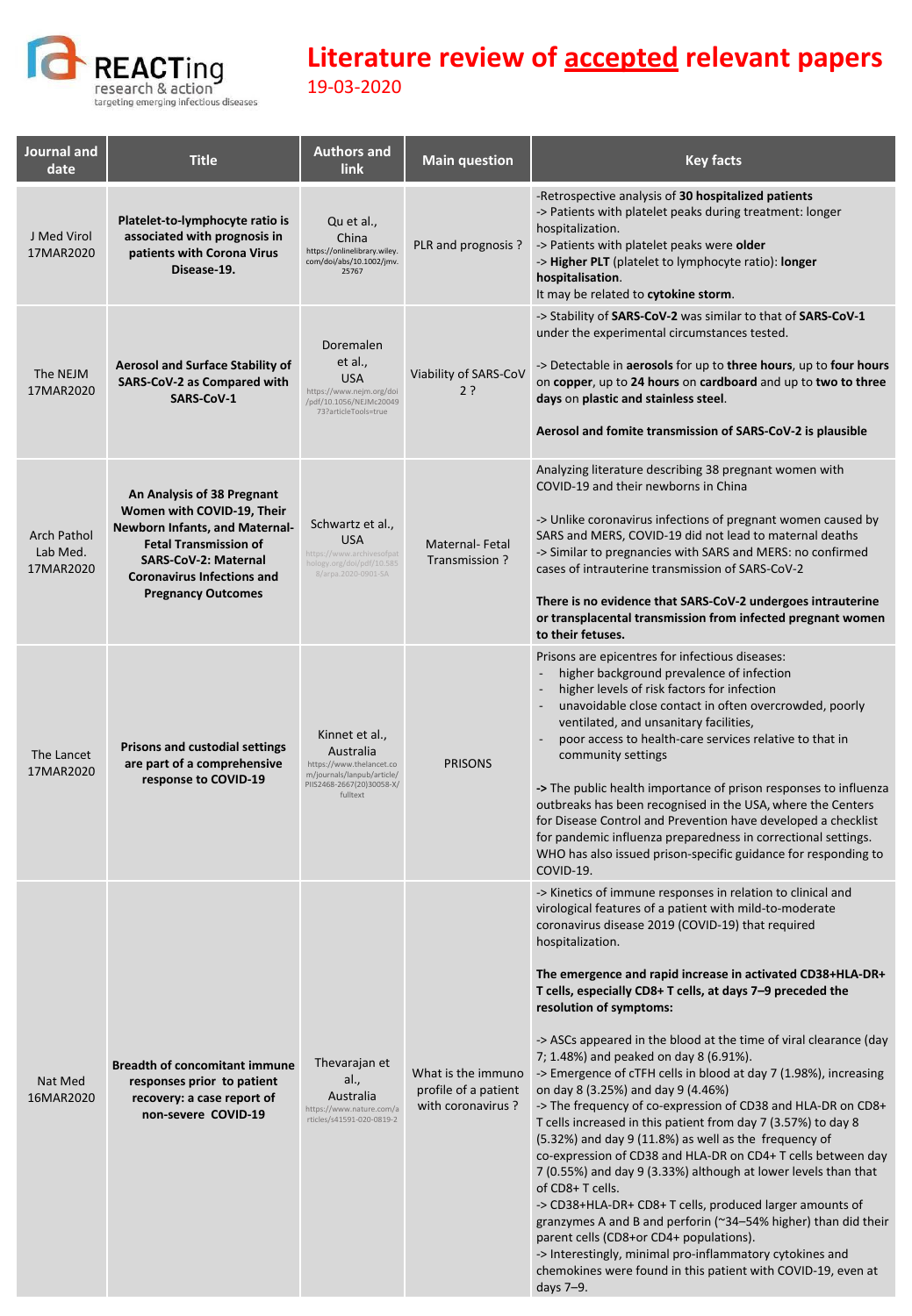# Literature review of accepted relevant papers

19-03-2020

| Journal and date | Title | Authors and link | Main question | Key facts |
|---|---|---|---|---|
| J Med Virol 17MAR2020 | **Platelet-to-lymphocyte ratio is associated with prognosis in patients with Corona Virus Disease-19.** | Qu et al., China https://onlinelibrary.wiley.com/doi/abs/10.1002/jmv.25767 | PLR and prognosis ? | -Retrospective analysis of **30 hospitalized patients**<br>-> Patients with platelet peaks during treatment: longer hospitalization.<br>-> Patients with platelet peaks were **older**<br>-> **Higher PLT** (platelet to lymphocyte ratio): **longer hospitalisation**.<br>It may be related to **cytokine storm**. |
| The NEJM 17MAR2020 | **Aerosol and Surface Stability of SARS-CoV-2 as Compared with SARS-CoV-1** | Doremalen et al., USA https://www.nejm.org/doi/pdf/10.1056/NEJMc2004973?articleTools=true | Viability of SARS-CoV 2 ? | -> Stability of **SARS-CoV-2** was similar to that of **SARS-CoV-1** under the experimental circumstances tested.<br><br>-> Detectable in **aerosols** for up to **three hours**, up to **four hours** on **copper**, up to **24 hours** on **cardboard** and up to **two to three days** on **plastic and stainless steel**.<br><br>**Aerosol and fomite transmission of SARS-CoV-2 is plausible** |
| Arch Pathol Lab Med. 17MAR2020 | **An Analysis of 38 Pregnant Women with COVID-19, Their Newborn Infants, and Maternal-Fetal Transmission of SARS-CoV-2: Maternal Coronavirus Infections and Pregnancy Outcomes** | Schwartz et al., USA https://www.archivesofpathology.org/doi/pdf/10.5858/arpa.2020-0901-SA | Maternal- Fetal Transmission ? | Analyzing literature describing 38 pregnant women with COVID-19 and their newborns in China<br><br>-> Unlike coronavirus infections of pregnant women caused by SARS and MERS, COVID-19 did not lead to maternal deaths<br>-> Similar to pregnancies with SARS and MERS: no confirmed cases of intrauterine transmission of SARS-CoV-2<br><br>**There is no evidence that SARS-CoV-2 undergoes intrauterine or transplacental transmission from infected pregnant women to their fetuses.** |
| The Lancet 17MAR2020 | **Prisons and custodial settings are part of a comprehensive response to COVID-19** | Kinnet et al., Australia https://www.thelancet.com/journals/lanpub/article/PIIS2468-2667(20)30058-X/fulltext | PRISONS | Prisons are epicentres for infectious diseases:<br>- higher background prevalence of infection<br>- higher levels of risk factors for infection<br>- unavoidable close contact in often overcrowded, poorly ventilated, and unsanitary facilities,<br>- poor access to health-care services relative to that in community settings<br><br>**->** The public health importance of prison responses to influenza outbreaks has been recognised in the USA, where the Centers for Disease Control and Prevention have developed a checklist for pandemic influenza preparedness in correctional settings. WHO has also issued prison-specific guidance for responding to COVID-19. |
| Nat Med 16MAR2020 | **Breadth of concomitant immune responses prior to patient recovery: a case report of non-severe COVID-19** | Thevarajan et al., Australia https://www.nature.com/articles/s41591-020-0819-2 | What is the immuno profile of a patient with coronavirus ? | -> Kinetics of immune responses in relation to clinical and virological features of a patient with mild-to-moderate coronavirus disease 2019 (COVID-19) that required hospitalization.<br><br>**The emergence and rapid increase in activated CD38+HLA-DR+ T cells, especially CD8+ T cells, at days 7–9 preceded the resolution of symptoms:**<br><br>-> ASCs appeared in the blood at the time of viral clearance (day 7; 1.48%) and peaked on day 8 (6.91%).<br>-> Emergence of cTFH cells in blood at day 7 (1.98%), increasing on day 8 (3.25%) and day 9 (4.46%)<br>-> The frequency of co-expression of CD38 and HLA-DR on CD8+ T cells increased in this patient from day 7 (3.57%) to day 8 (5.32%) and day 9 (11.8%) as well as the frequency of co-expression of CD38 and HLA-DR on CD4+ T cells between day 7 (0.55%) and day 9 (3.33%) although at lower levels than that of CD8+ T cells.<br>-> CD38+HLA-DR+ CD8+ T cells, produced larger amounts of granzymes A and B and perforin (~34–54% higher) than did their parent cells (CD8+or CD4+ populations).<br>-> Interestingly, minimal pro-inflammatory cytokines and chemokines were found in this patient with COVID-19, even at days 7–9. |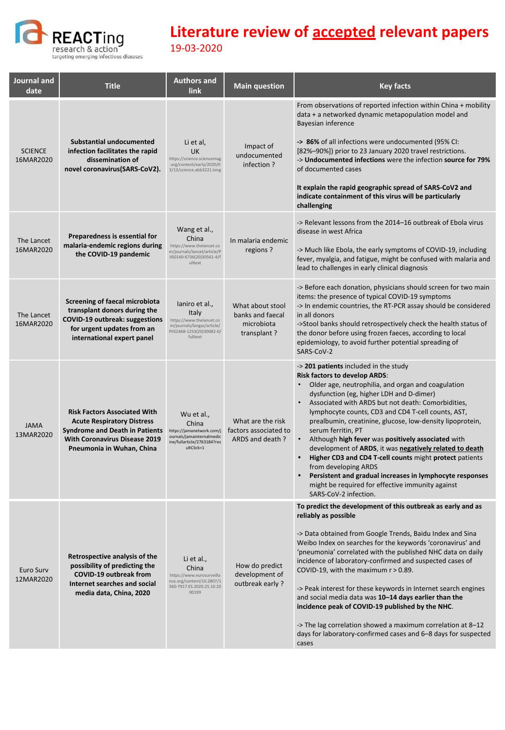REACTing research & action targeting emerging infectious diseases

# Literature review of <u>accepted</u> relevant papers

19-03-2020

| Journal and date | Title | Authors and link | Main question | Key facts |
|---|---|---|---|---|
| SCIENCE 16MAR2020 | **Substantial undocumented infection facilitates the rapid dissemination of novel coronavirus(SARS-CoV2).** | Li et al, UK https://science.sciencemag.org/content/early/2020/03/13/science.abb3221.long | Impact of undocumented infection ? | From observations of reported infection within China + mobility data + a networked dynamic metapopulation model and Bayesian inference<br><br>**-> 86%** of all infections were undocumented (95% CI: [82%–90%]) prior to 23 January 2020 travel restrictions.<br>-> **Undocumented infections** were the infection **source for 79%** of documented cases<br><br>**It explain the rapid geographic spread of SARS-CoV2 and indicate containment of this virus will be particularly challenging** |
| The Lancet 16MAR2020 | **Preparedness is essential for malaria-endemic regions during the COVID-19 pandemic** | Wang et al., China https://www.thelancet.com/journals/lancet/article/PIIS0140-6736(20)30561-4/fulltext | In malaria endemic regions ? | -> Relevant lessons from the 2014–16 outbreak of Ebola virus disease in west Africa<br><br>-> Much like Ebola, the early symptoms of COVID-19, including fever, myalgia, and fatigue, might be confused with malaria and lead to challenges in early clinical diagnosis |
| The Lancet 16MAR2020 | **Screening of faecal microbiota transplant donors during the COVID-19 outbreak: suggestions for urgent updates from an international expert panel** | Ianiro et al., Italy https://www.thelancet.com/journals/langas/article/PIIS2468-1253(20)30082-0/fulltext | What about stool banks and faecal microbiota transplant ? | -> Before each donation, physicians should screen for two main items: the presence of typical COVID-19 symptoms<br>-> In endemic countries, the RT-PCR assay should be considered in all donors<br>->Stool banks should retrospectively check the health status of the donor before using frozen faeces, according to local epidemiology, to avoid further potential spreading of SARS-CoV-2 |
| JAMA 13MAR2020 | **Risk Factors Associated With Acute Respiratory Distress Syndrome and Death in Patients With Coronavirus Disease 2019 Pneumonia in Wuhan, China** | Wu et al., China https://jamanetwork.com/journals/jamainternalmedicine/fullarticle/2763184?resultClick=1 | What are the risk factors associated to ARDS and death ? | -> **201 patients** included in the study<br>**Risk factors to develop ARDS**:<br>• Older age, neutrophilia, and organ and coagulation dysfunction (eg, higher LDH and D-dimer)<br>• Associated with ARDS but not death: Comorbidities, lymphocyte counts, CD3 and CD4 T-cell counts, AST, prealbumin, creatinine, glucose, low-density lipoprotein, serum ferritin, PT<br>• Although **high fever** was **positively associated** with development of **ARDS**, it was **<u>negatively related to death</u>**<br>• **Higher CD3 and CD4 T-cell counts** might **protect** patients from developing ARDS<br>• **Persistent and gradual increases in lymphocyte responses** might be required for effective immunity against SARS-CoV-2 infection. |
| Euro Surv 12MAR2020 | **Retrospective analysis of the possibility of predicting the COVID-19 outbreak from Internet searches and social media data, China, 2020** | Li et al., China https://www.eurosurveillance.org/content/10.2807/1560-7917.ES.2020.25.10.2000199 | How do predict development of outbreak early ? | **To predict the development of this outbreak as early and as reliably as possible**<br><br>-> Data obtained from Google Trends, Baidu Index and Sina Weibo Index on searches for the keywords 'coronavirus' and 'pneumonia' correlated with the published NHC data on daily incidence of laboratory-confirmed and suspected cases of COVID-19, with the maximum r > 0.89.<br><br>-> Peak interest for these keywords in Internet search engines and social media data was **10–14 days earlier than the incidence peak of COVID-19 published by the NHC**.<br><br>-> The lag correlation showed a maximum correlation at 8–12 days for laboratory-confirmed cases and 6–8 days for suspected cases |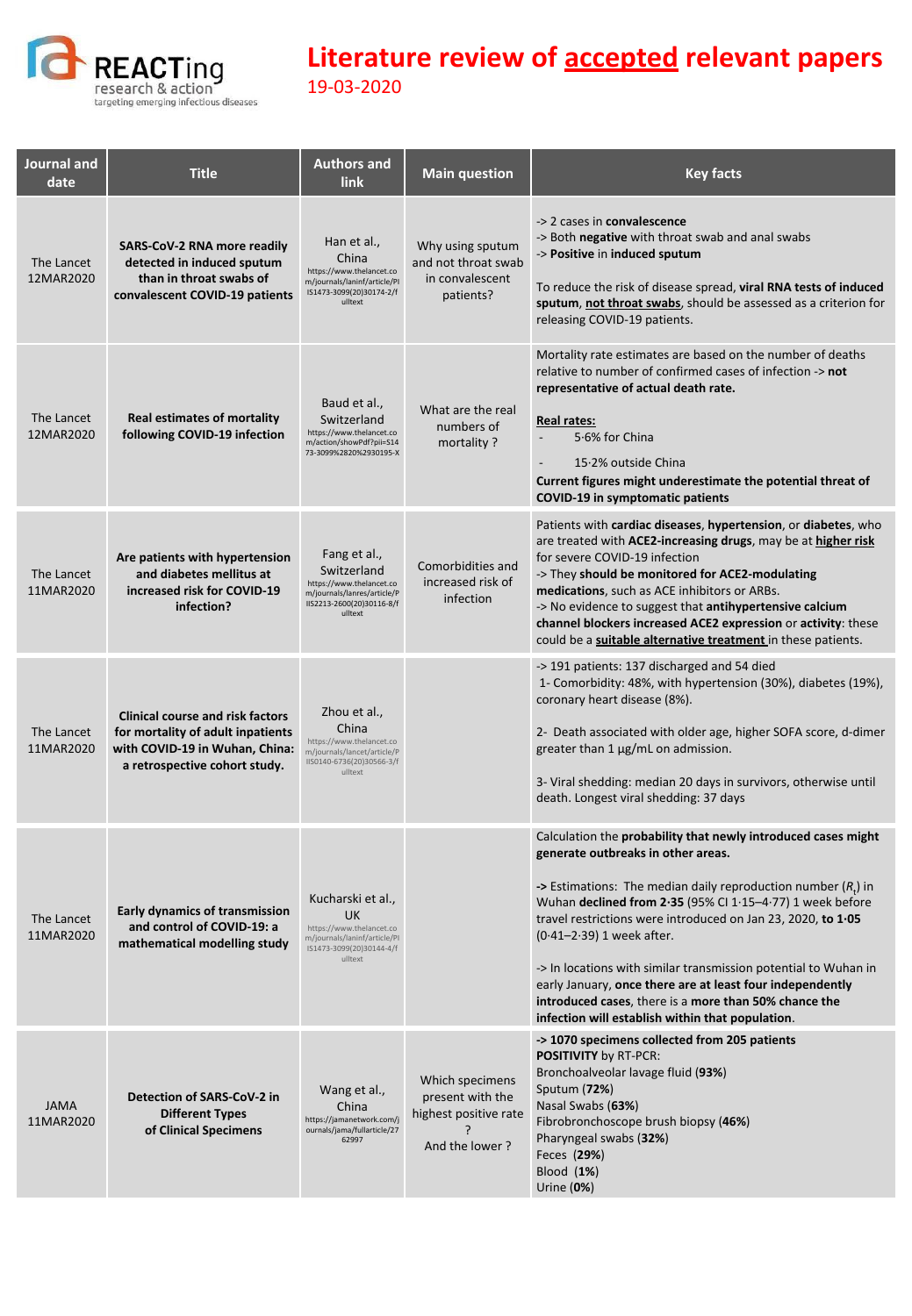# Literature review of accepted relevant papers

19-03-2020

| Journal and date | Title | Authors and link | Main question | Key facts |
|---|---|---|---|---|
| The Lancet 12MAR2020 | **SARS-CoV-2 RNA more readily detected in induced sputum than in throat swabs of convalescent COVID-19 patients** | Han et al., China https://www.thelancet.com/journals/laninf/article/PIIS1473-3099(20)30174-2/fulltext | Why using sputum and not throat swab in convalescent patients? | -> 2 cases in **convalescence**<br>-> Both **negative** with throat swab and anal swabs<br>-> **Positive** in **induced sputum**<br><br>To reduce the risk of disease spread, **viral RNA tests of induced sputum**, **not throat swabs**, should be assessed as a criterion for releasing COVID-19 patients. |
| The Lancet 12MAR2020 | **Real estimates of mortality following COVID-19 infection** | Baud et al., Switzerland https://www.thelancet.com/action/showPdf?pii=S1473-3099%2820%2930195-X | What are the real numbers of mortality ? | Mortality rate estimates are based on the number of deaths relative to number of confirmed cases of infection -> **not representative of actual death rate.**<br><br>**Real rates:**<br>- 5·6% for China<br>- 15·2% outside China<br>**Current figures might underestimate the potential threat of COVID-19 in symptomatic patients** |
| The Lancet 11MAR2020 | **Are patients with hypertension and diabetes mellitus at increased risk for COVID-19 infection?** | Fang et al., Switzerland https://www.thelancet.com/journals/lanres/article/PIIS2213-2600(20)30116-8/fulltext | Comorbidities and increased risk of infection | Patients with **cardiac diseases**, **hypertension**, or **diabetes**, who are treated with **ACE2-increasing drugs**, may be at **higher risk** for severe COVID-19 infection<br>-> They **should be monitored for ACE2-modulating medications**, such as ACE inhibitors or ARBs.<br>-> No evidence to suggest that **antihypertensive calcium channel blockers increased ACE2 expression** or **activity**: these could be a **suitable alternative treatment** in these patients. |
| The Lancet 11MAR2020 | **Clinical course and risk factors for mortality of adult inpatients with COVID-19 in Wuhan, China: a retrospective cohort study.** | Zhou et al., China https://www.thelancet.com/journals/lancet/article/PIIS0140-6736(20)30566-3/fulltext | | -> 191 patients: 137 discharged and 54 died<br>1- Comorbidity: 48%, with hypertension (30%), diabetes (19%), coronary heart disease (8%).<br><br>2- Death associated with older age, higher SOFA score, d-dimer greater than 1 µg/mL on admission.<br><br>3- Viral shedding: median 20 days in survivors, otherwise until death. Longest viral shedding: 37 days |
| The Lancet 11MAR2020 | **Early dynamics of transmission and control of COVID-19: a mathematical modelling study** | Kucharski et al., UK https://www.thelancet.com/journals/laninf/article/PIIS1473-3099(20)30144-4/fulltext | | Calculation the **probability that newly introduced cases might generate outbreaks in other areas.**<br><br>**->** Estimations: The median daily reproduction number ($R_t$) in Wuhan **declined from 2·35** (95% CI 1·15–4·77) 1 week before travel restrictions were introduced on Jan 23, 2020, **to 1·05** (0·41–2·39) 1 week after.<br><br>-> In locations with similar transmission potential to Wuhan in early January, **once there are at least four independently introduced cases**, there is a **more than 50% chance the infection will establish within that population**. |
| JAMA 11MAR2020 | **Detection of SARS-CoV-2 in Different Types of Clinical Specimens** | Wang et al., China https://jamanetwork.com/journals/jama/fullarticle/2762997 | Which specimens present with the highest positive rate ?<br><br>And the lower ? | **-> 1070 specimens collected from 205 patients**<br>**POSITIVITY** by RT-PCR:<br>Bronchoalveolar lavage fluid (**93%**)<br>Sputum (**72%**)<br>Nasal Swabs (**63%**)<br>Fibrobronchoscope brush biopsy (**46%**)<br>Pharyngeal swabs (**32%**)<br>Feces (**29%**)<br>Blood (**1%**)<br>Urine (**0%**) |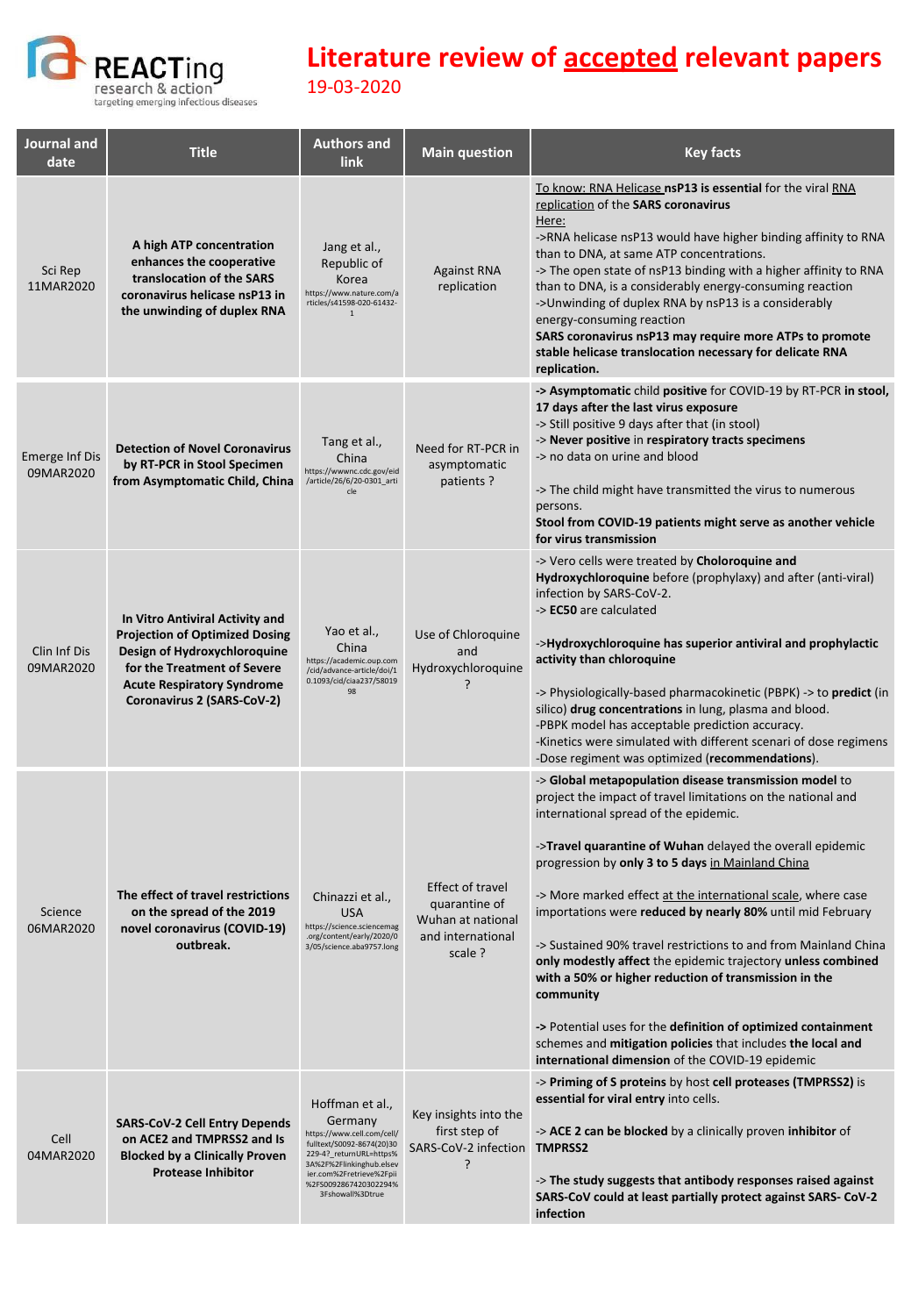# Literature review of accepted relevant papers

19-03-2020

| Journal and date | Title | Authors and link | Main question | Key facts |
|---|---|---|---|---|
| Sci Rep 11MAR2020 | **A high ATP concentration enhances the cooperative translocation of the SARS coronavirus helicase nsP13 in the unwinding of duplex RNA** | Jang et al., Republic of Korea https://www.nature.com/articles/s41598-020-61432-1 | Against RNA replication | To know: RNA Helicase **nsP13 is essential** for the viral RNA replication of the **SARS coronavirus**<br>Here:<br>->RNA helicase nsP13 would have higher binding affinity to RNA than to DNA, at same ATP concentrations.<br>-> The open state of nsP13 binding with a higher affinity to RNA than to DNA, is a considerably energy-consuming reaction<br>->Unwinding of duplex RNA by nsP13 is a considerably energy-consuming reaction<br>**SARS coronavirus nsP13 may require more ATPs to promote stable helicase translocation necessary for delicate RNA replication.** |
| Emerge Inf Dis 09MAR2020 | **Detection of Novel Coronavirus by RT-PCR in Stool Specimen from Asymptomatic Child, China** | Tang et al., China https://wwwnc.cdc.gov/eid/article/26/6/20-0301_article | Need for RT-PCR in asymptomatic patients ? | -> **Asymptomatic** child **positive** for COVID-19 by RT-PCR **in stool, 17 days after the last virus exposure**<br>-> Still positive 9 days after that (in stool)<br>-> **Never positive** in **respiratory tracts specimens**<br>-> no data on urine and blood<br><br>-> The child might have transmitted the virus to numerous persons.<br>**Stool from COVID-19 patients might serve as another vehicle for virus transmission** |
| Clin Inf Dis 09MAR2020 | **In Vitro Antiviral Activity and Projection of Optimized Dosing Design of Hydroxychloroquine for the Treatment of Severe Acute Respiratory Syndrome Coronavirus 2 (SARS-CoV-2)** | Yao et al., China https://academic.oup.com/cid/advance-article/doi/10.1093/cid/ciaa237/5801998 | Use of Chloroquine and Hydroxychloroquine ? | -> Vero cells were treated by **Choloroquine and Hydroxychloroquine** before (prophylaxy) and after (anti-viral) infection by SARS-CoV-2.<br>-> **EC50** are calculated<br><br>->**Hydroxychloroquine has superior antiviral and prophylactic activity than chloroquine**<br><br>-> Physiologically-based pharmacokinetic (PBPK) -> to **predict** (in silico) **drug concentrations** in lung, plasma and blood.<br>-PBPK model has acceptable prediction accuracy.<br>-Kinetics were simulated with different scenari of dose regimens<br>-Dose regiment was optimized (**recommendations**). |
| Science 06MAR2020 | **The effect of travel restrictions on the spread of the 2019 novel coronavirus (COVID-19) outbreak.** | Chinazzi et al., USA https://science.sciencemag.org/content/early/2020/03/05/science.aba9757.long | Effect of travel quarantine of Wuhan at national and international scale ? | -> **Global metapopulation disease transmission model** to project the impact of travel limitations on the national and international spread of the epidemic.<br><br>->**Travel quarantine of Wuhan** delayed the overall epidemic progression by **only 3 to 5 days** in Mainland China<br><br>-> More marked effect at the international scale, where case importations were **reduced by nearly 80%** until mid February<br><br>-> Sustained 90% travel restrictions to and from Mainland China **only modestly affect** the epidemic trajectory **unless combined with a 50% or higher reduction of transmission in the community**<br><br>**->** Potential uses for the **definition of optimized containment** schemes and **mitigation policies** that includes **the local and international dimension** of the COVID-19 epidemic |
| Cell 04MAR2020 | **SARS-CoV-2 Cell Entry Depends on ACE2 and TMPRSS2 and Is Blocked by a Clinically Proven Protease Inhibitor** | Hoffman et al., Germany https://www.cell.com/cell/fulltext/S0092-8674(20)30229-4?_returnURL=https%3A%2F%2Flinkinghub.elsevier.com%2Fretrieve%2Fpii%2FS0092867420302294%3Fshowall%3Dtrue | Key insights into the first step of SARS-CoV-2 infection ? | -> **Priming of S proteins** by host **cell proteases (TMPRSS2)** is **essential for viral entry** into cells.<br><br>-> **ACE 2 can be blocked** by a clinically proven **inhibitor** of **TMPRSS2**<br><br>-> **The study suggests that antibody responses raised against SARS-CoV could at least partially protect against SARS- CoV-2 infection** |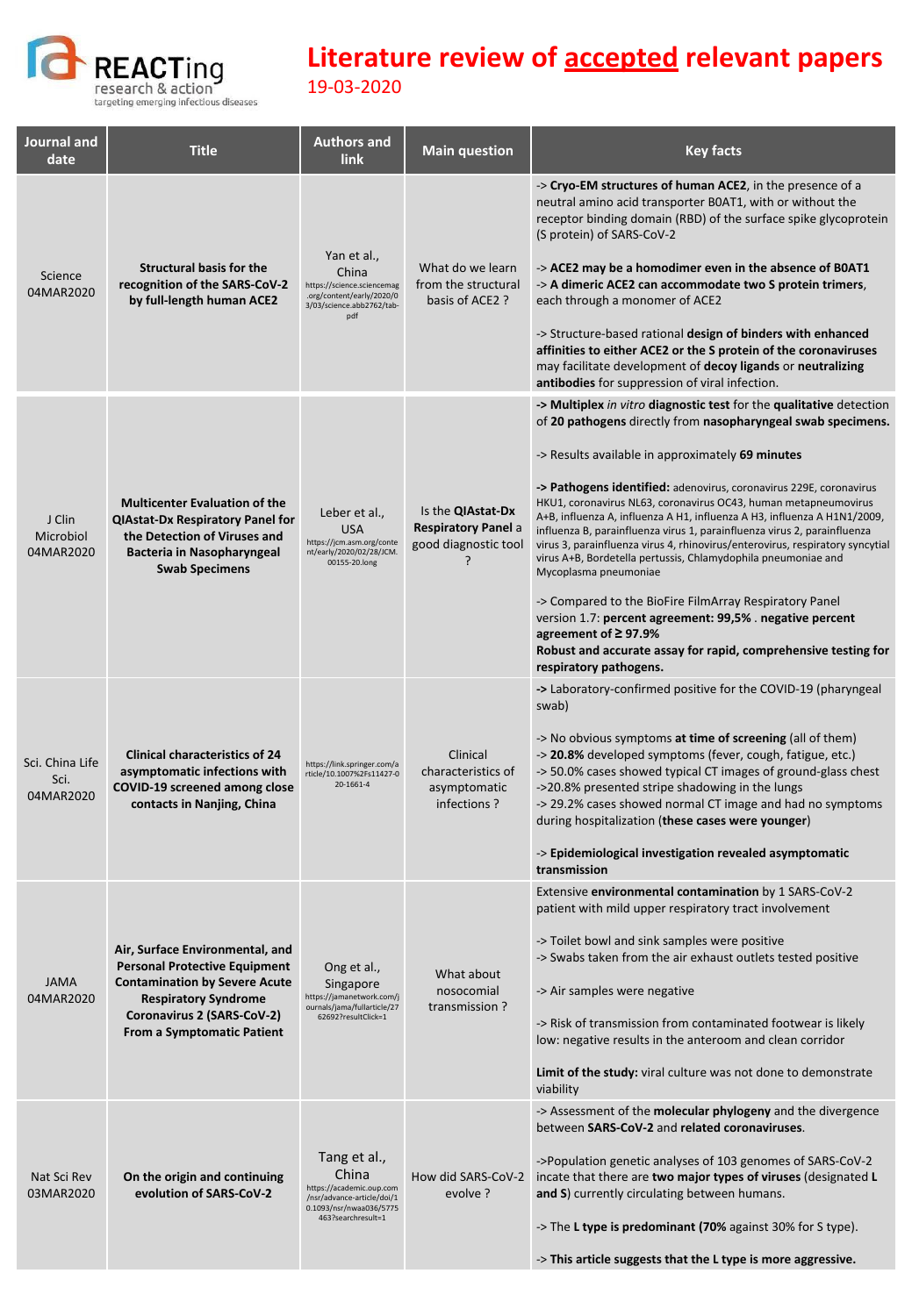# Literature review of accepted relevant papers

19-03-2020

| Journal and date | Title | Authors and link | Main question | Key facts |
|---|---|---|---|---|
| Science 04MAR2020 | **Structural basis for the recognition of the SARS-CoV-2 by full-length human ACE2** | Yan et al., China https://science.sciencemag.org/content/early/2020/03/03/science.abb2762/tab-pdf | What do we learn from the structural basis of ACE2 ? | -> **Cryo-EM structures of human ACE2**, in the presence of a neutral amino acid transporter B0AT1, with or without the receptor binding domain (RBD) of the surface spike glycoprotein (S protein) of SARS-CoV-2<br><br>-> **ACE2 may be a homodimer even in the absence of B0AT1**<br>-> **A dimeric ACE2 can accommodate two S protein trimers**, each through a monomer of ACE2<br><br>-> Structure-based rational **design of binders with enhanced affinities to either ACE2 or the S protein of the coronaviruses** may facilitate development of **decoy ligands** or **neutralizing antibodies** for suppression of viral infection. |
| J Clin Microbiol 04MAR2020 | **Multicenter Evaluation of the QIAstat-Dx Respiratory Panel for the Detection of Viruses and Bacteria in Nasopharyngeal Swab Specimens** | Leber et al., USA https://jcm.asm.org/content/early/2020/02/28/JCM.00155-20.long | Is the **QIAstat-Dx Respiratory Panel** a good diagnostic tool ? | **-> Multiplex** *in vitro* **diagnostic test** for the **qualitative** detection of **20 pathogens** directly from **nasopharyngeal swab specimens.**<br><br>-> Results available in approximately **69 minutes**<br><br>**-> Pathogens identified:** adenovirus, coronavirus 229E, coronavirus HKU1, coronavirus NL63, coronavirus OC43, human metapneumovirus A+B, influenza A, influenza A H1, influenza A H3, influenza A H1N1/2009, influenza B, parainfluenza virus 1, parainfluenza virus 2, parainfluenza virus 3, parainfluenza virus 4, rhinovirus/enterovirus, respiratory syncytial virus A+B, Bordetella pertussis, Chlamydophila pneumoniae and Mycoplasma pneumoniae<br><br>-> Compared to the BioFire FilmArray Respiratory Panel version 1.7: **percent agreement: 99,5%** . **negative percent agreement of ≥ 97.9%**<br>**Robust and accurate assay for rapid, comprehensive testing for respiratory pathogens.** |
| Sci. China Life Sci. 04MAR2020 | **Clinical characteristics of 24 asymptomatic infections with COVID-19 screened among close contacts in Nanjing, China** | https://link.springer.com/article/10.1007%2Fs11427-020-1661-4 | Clinical characteristics of asymptomatic infections ? | **->** Laboratory-confirmed positive for the COVID-19 (pharyngeal swab)<br><br>-> No obvious symptoms **at time of screening** (all of them)<br>-> **20.8%** developed symptoms (fever, cough, fatigue, etc.)<br>-> 50.0% cases showed typical CT images of ground-glass chest<br>->20.8% presented stripe shadowing in the lungs<br>-> 29.2% cases showed normal CT image and had no symptoms during hospitalization (**these cases were younger**)<br><br>-> **Epidemiological investigation revealed asymptomatic transmission** |
| JAMA 04MAR2020 | **Air, Surface Environmental, and Personal Protective Equipment Contamination by Severe Acute Respiratory Syndrome Coronavirus 2 (SARS-CoV-2) From a Symptomatic Patient** | Ong et al., Singapore https://jamanetwork.com/journals/jama/fullarticle/2762692?resultClick=1 | What about nosocomial transmission ? | Extensive **environmental contamination** by 1 SARS-CoV-2 patient with mild upper respiratory tract involvement<br><br>-> Toilet bowl and sink samples were positive<br>-> Swabs taken from the air exhaust outlets tested positive<br><br>-> Air samples were negative<br><br>-> Risk of transmission from contaminated footwear is likely low: negative results in the anteroom and clean corridor<br><br>**Limit of the study:** viral culture was not done to demonstrate viability |
| Nat Sci Rev 03MAR2020 | **On the origin and continuing evolution of SARS-CoV-2** | Tang et al., China https://academic.oup.com/nsr/advance-article/doi/10.1093/nsr/nwaa036/5775463?searchresult=1 | How did SARS-CoV-2 evolve ? | -> Assessment of the **molecular phylogeny** and the divergence between **SARS-CoV-2** and **related coronaviruses**.<br><br>->Population genetic analyses of 103 genomes of SARS-CoV-2 incate that there are **two major types of viruses** (designated **L and S**) currently circulating between humans.<br><br>-> The **L type is predominant (70%** against 30% for S type).<br><br>-> **This article suggests that the L type is more aggressive.** |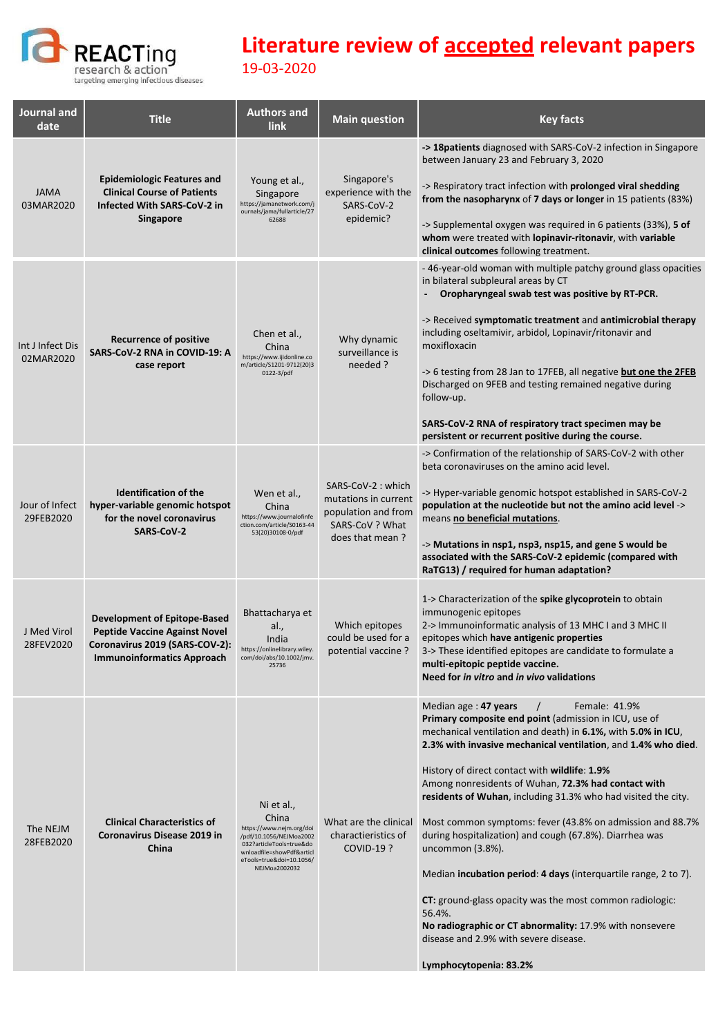# Literature review of accepted relevant papers

19-03-2020

| Journal and date | Title | Authors and link | Main question | Key facts |
|---|---|---|---|---|
| JAMA 03MAR2020 | **Epidemiologic Features and Clinical Course of Patients Infected With SARS-CoV-2 in Singapore** | Young et al., Singapore https://jamanetwork.com/journals/jama/fullarticle/2762688 | Singapore's experience with the SARS-CoV-2 epidemic? | -> **18patients** diagnosed with SARS-CoV-2 infection in Singapore between January 23 and February 3, 2020<br><br>-> Respiratory tract infection with **prolonged viral shedding from the nasopharynx** of **7 days or longer** in 15 patients (83%)<br><br>-> Supplemental oxygen was required in 6 patients (33%), **5 of whom** were treated with **lopinavir-ritonavir**, with **variable clinical outcomes** following treatment. |
| Int J Infect Dis 02MAR2020 | **Recurrence of positive SARS-CoV-2 RNA in COVID-19: A case report** | Chen et al., China https://www.ijidonline.com/article/S1201-9712(20)30122-3/pdf | Why dynamic surveillance is needed ? | - 46-year-old woman with multiple patchy ground glass opacities in bilateral subpleural areas by CT<br>- **Oropharyngeal swab test was positive by RT-PCR.**<br><br>-> Received **symptomatic treatment** and **antimicrobial therapy** including oseltamivir, arbidol, Lopinavir/ritonavir and moxifloxacin<br><br>-> 6 testing from 28 Jan to 17FEB, all negative **but one the 2FEB** Discharged on 9FEB and testing remained negative during follow-up.<br><br>**SARS-CoV-2 RNA of respiratory tract specimen may be persistent or recurrent positive during the course.** |
| Jour of Infect 29FEB2020 | **Identification of the hyper-variable genomic hotspot for the novel coronavirus SARS-CoV-2** | Wen et al., China https://www.journalofinfection.com/article/S0163-4453(20)30108-0/pdf | SARS-CoV-2 : which mutations in current population and from SARS-CoV ? What does that mean ? | -> Confirmation of the relationship of SARS-CoV-2 with other beta coronaviruses on the amino acid level.<br><br>-> Hyper-variable genomic hotspot established in SARS-CoV-2 **population at the nucleotide but not the amino acid level** -> means **no beneficial mutations**.<br><br>-> **Mutations in nsp1, nsp3, nsp15, and gene S would be associated with the SARS-CoV-2 epidemic (compared with RaTG13) / required for human adaptation?** |
| J Med Virol 28FEV2020 | **Development of Epitope-Based Peptide Vaccine Against Novel Coronavirus 2019 (SARS-COV-2): Immunoinformatics Approach** | Bhattacharya et al., India https://onlinelibrary.wiley.com/doi/abs/10.1002/jmv.25736 | Which epitopes could be used for a potential vaccine ? | 1-> Characterization of the **spike glycoprotein** to obtain immunogenic epitopes<br>2-> Immunoinformatic analysis of 13 MHC I and 3 MHC II epitopes which **have antigenic properties**<br>3-> These identified epitopes are candidate to formulate a **multi-epitopic peptide vaccine.**<br>**Need for *in vitro* and *in vivo* validations** |
| The NEJM 28FEB2020 | **Clinical Characteristics of Coronavirus Disease 2019 in China** | Ni et al., China https://www.nejm.org/doi/pdf/10.1056/NEJMoa2002032?articleTools=true&downloadfile=showPdf&articleTools=true&doi=10.1056/NEJMoa2002032 | What are the clinical charactieristics of COVID-19 ? | Median age : **47 years** / Female: 41.9%<br>**Primary composite end point** (admission in ICU, use of mechanical ventilation and death) in **6.1%**, with **5.0% in ICU**, **2.3% with invasive mechanical ventilation**, and **1.4% who died**.<br><br>History of direct contact with **wildlife**: **1.9%**<br>Among nonresidents of Wuhan, **72.3% had contact with residents of Wuhan**, including 31.3% who had visited the city.<br><br>Most common symptoms: fever (43.8% on admission and 88.7% during hospitalization) and cough (67.8%). Diarrhea was uncommon (3.8%).<br><br>Median **incubation period**: **4 days** (interquartile range, 2 to 7).<br><br>**CT:** ground-glass opacity was the most common radiologic: 56.4%.<br>**No radiographic or CT abnormality:** 17.9% with nonsevere disease and 2.9% with severe disease.<br><br>**Lymphocytopenia: 83.2%** |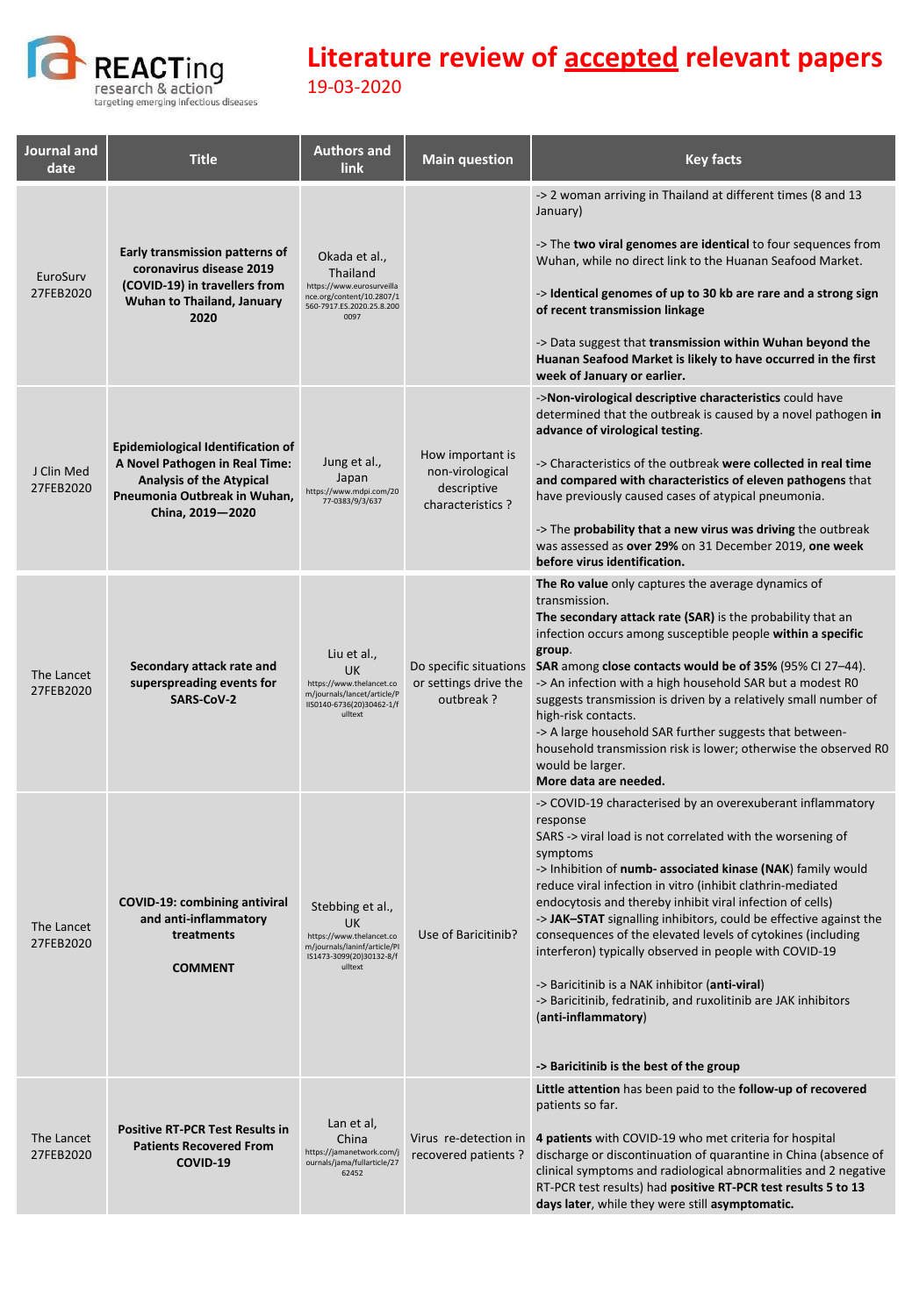# Literature review of accepted relevant papers

19-03-2020

| Journal and date | Title | Authors and link | Main question | Key facts |
|---|---|---|---|---|
| EuroSurv 27FEB2020 | **Early transmission patterns of coronavirus disease 2019 (COVID-19) in travellers from Wuhan to Thailand, January 2020** | Okada et al., Thailand https://www.eurosurveillance.org/content/10.2807/1560-7917.ES.2020.25.8.2000097 | | -> 2 woman arriving in Thailand at different times (8 and 13 January)<br><br>-> The **two viral genomes are identical** to four sequences from Wuhan, while no direct link to the Huanan Seafood Market.<br><br>-> **Identical genomes of up to 30 kb are rare and a strong sign of recent transmission linkage**<br><br>-> Data suggest that **transmission within Wuhan beyond the Huanan Seafood Market is likely to have occurred in the first week of January or earlier.** |
| J Clin Med 27FEB2020 | **Epidemiological Identification of A Novel Pathogen in Real Time: Analysis of the Atypical Pneumonia Outbreak in Wuhan, China, 2019—2020** | Jung et al., Japan https://www.mdpi.com/2077-0383/9/3/637 | How important is non-virological descriptive characteristics ? | ->**Non-virological descriptive characteristics** could have determined that the outbreak is caused by a novel pathogen **in advance of virological testing**.<br><br>-> Characteristics of the outbreak **were collected in real time and compared with characteristics of eleven pathogens** that have previously caused cases of atypical pneumonia.<br><br>-> The **probability that a new virus was driving** the outbreak was assessed as **over 29%** on 31 December 2019, **one week before virus identification.** |
| The Lancet 27FEB2020 | **Secondary attack rate and superspreading events for SARS-CoV-2** | Liu et al., UK https://www.thelancet.com/journals/lancet/article/PIIS0140-6736(20)30462-1/fulltext | Do specific situations or settings drive the outbreak ? | **The Ro value** only captures the average dynamics of transmission.<br>**The secondary attack rate (SAR)** is the probability that an infection occurs among susceptible people **within a specific group**.<br>**SAR** among **close contacts would be of 35%** (95% CI 27–44).<br>-> An infection with a high household SAR but a modest R0 suggests transmission is driven by a relatively small number of high-risk contacts.<br>-> A large household SAR further suggests that between-household transmission risk is lower; otherwise the observed R0 would be larger.<br>**More data are needed.** |
| The Lancet 27FEB2020 | **COVID-19: combining antiviral and anti-inflammatory treatments**<br><br>**COMMENT** | Stebbing et al., UK https://www.thelancet.com/journals/laninf/article/PIIS1473-3099(20)30132-8/fulltext | Use of Baricitinib? | -> COVID-19 characterised by an overexuberant inflammatory response<br>SARS -> viral load is not correlated with the worsening of symptoms<br>-> Inhibition of **numb- associated kinase (NAK**) family would reduce viral infection in vitro (inhibit clathrin-mediated endocytosis and thereby inhibit viral infection of cells)<br>-> **JAK–STAT** signalling inhibitors, could be effective against the consequences of the elevated levels of cytokines (including interferon) typically observed in people with COVID-19<br><br>-> Baricitinib is a NAK inhibitor (**anti-viral**)<br>-> Baricitinib, fedratinib, and ruxolitinib are JAK inhibitors (**anti-inflammatory**)<br><br>**-> Baricitinib is the best of the group** |
| The Lancet 27FEB2020 | **Positive RT-PCR Test Results in Patients Recovered From COVID-19** | Lan et al, China https://jamanetwork.com/journals/jama/fullarticle/2762452 | Virus re-detection in recovered patients ? | **Little attention** has been paid to the **follow-up of recovered** patients so far.<br><br>**4 patients** with COVID-19 who met criteria for hospital discharge or discontinuation of quarantine in China (absence of clinical symptoms and radiological abnormalities and 2 negative RT-PCR test results) had **positive RT-PCR test results 5 to 13 days later**, while they were still **asymptomatic.** |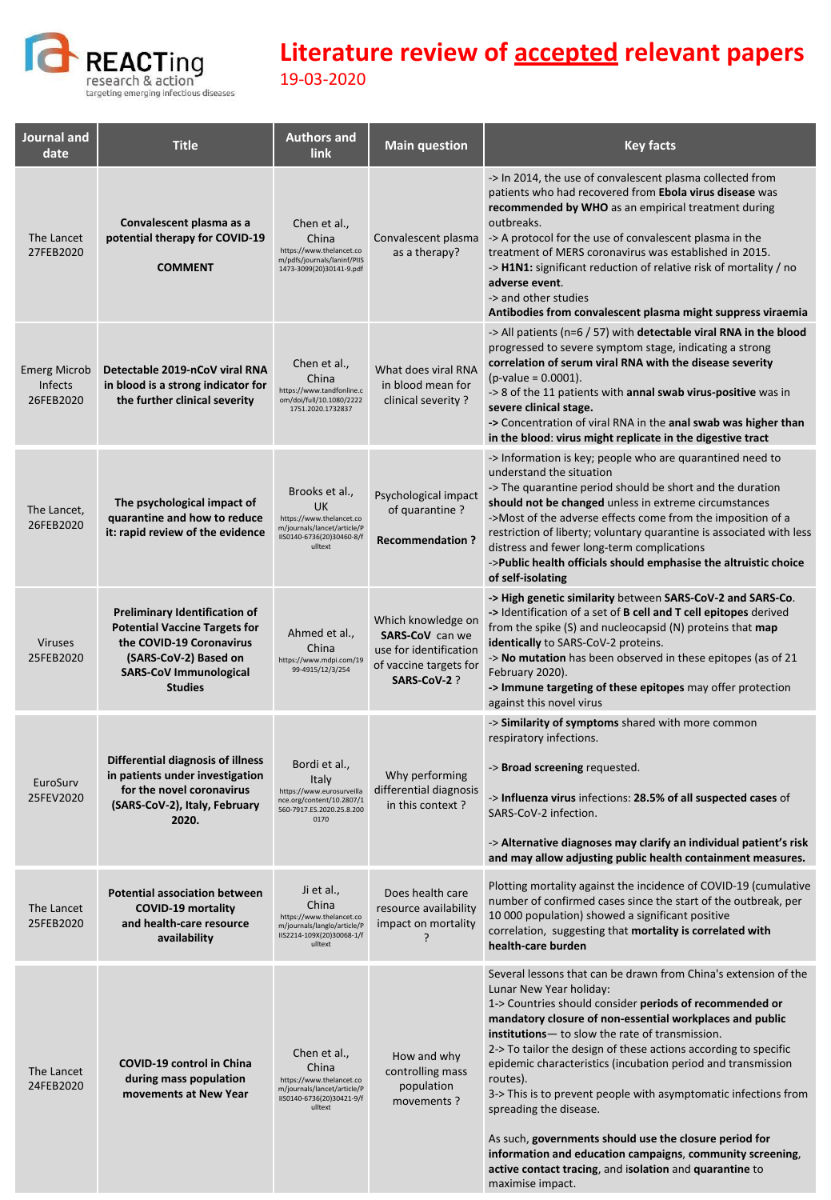# Literature review of accepted relevant papers

19-03-2020

| Journal and date | Title | Authors and link | Main question | Key facts |
|---|---|---|---|---|
| The Lancet 27FEB2020 | **Convalescent plasma as a potential therapy for COVID-19** **COMMENT** | Chen et al., China https://www.thelancet.com/pdfs/journals/laninf/PIIS1473-3099(20)30141-9.pdf | Convalescent plasma as a therapy? | -> In 2014, the use of convalescent plasma collected from patients who had recovered from **Ebola virus disease** was **recommended by WHO** as an empirical treatment during outbreaks. -> A protocol for the use of convalescent plasma in the treatment of MERS coronavirus was established in 2015. -> **H1N1:** significant reduction of relative risk of mortality / no **adverse event**. -> and other studies **Antibodies from convalescent plasma might suppress viraemia** |
| Emerg Microb Infects 26FEB2020 | **Detectable 2019-nCoV viral RNA in blood is a strong indicator for the further clinical severity** | Chen et al., China https://www.tandfonline.com/doi/full/10.1080/22221751.2020.1732837 | What does viral RNA in blood mean for clinical severity ? | -> All patients (n=6 / 57) with **detectable viral RNA in the blood** progressed to severe symptom stage, indicating a strong **correlation of serum viral RNA with the disease severity** (p-value = 0.0001). -> 8 of the 11 patients with **annal swab virus-positive** was in **severe clinical stage.** **->** Concentration of viral RNA in the **anal swab was higher than in the blood**: **virus might replicate in the digestive tract** |
| The Lancet, 26FEB2020 | **The psychological impact of quarantine and how to reduce it: rapid review of the evidence** | Brooks et al., UK https://www.thelancet.com/journals/lancet/article/PIIS0140-6736(20)30460-8/fulltext | Psychological impact of quarantine ? **Recommendation ?** | -> Information is key; people who are quarantined need to understand the situation -> The quarantine period should be short and the duration **should not be changed** unless in extreme circumstances ->Most of the adverse effects come from the imposition of a restriction of liberty; voluntary quarantine is associated with less distress and fewer long-term complications ->**Public health officials should emphasise the altruistic choice of self-isolating** |
| Viruses 25FEB2020 | **Preliminary Identification of Potential Vaccine Targets for the COVID-19 Coronavirus (SARS-CoV-2) Based on SARS-CoV Immunological Studies** | Ahmed et al., China https://www.mdpi.com/1999-4915/12/3/254 | Which knowledge on **SARS-CoV** can we use for identification of vaccine targets for **SARS-CoV-2** ? | **-> High genetic similarity** between **SARS-CoV-2 and SARS-Co**. -> Identification of a set of **B cell and T cell epitopes** derived from the spike (S) and nucleocapsid (N) proteins that **map identically** to SARS-CoV-2 proteins. -> **No mutation** has been observed in these epitopes (as of 21 February 2020). **-> Immune targeting of these epitopes** may offer protection against this novel virus |
| EuroSurv 25FEV2020 | **Differential diagnosis of illness in patients under investigation for the novel coronavirus (SARS-CoV-2), Italy, February 2020.** | Bordi et al., Italy https://www.eurosurveillance.org/content/10.2807/1560-7917.ES.2020.25.8.2000170 | Why performing differential diagnosis in this context ? | -> **Similarity of symptoms** shared with more common respiratory infections. -> **Broad screening** requested. -> **Influenza virus** infections: **28.5% of all suspected cases** of SARS-CoV-2 infection. -> **Alternative diagnoses may clarify an individual patient's risk and may allow adjusting public health containment measures.** |
| The Lancet 25FEB2020 | **Potential association between COVID-19 mortality and health-care resource availability** | Ji et al., China https://www.thelancet.com/journals/langlo/article/PIIS2214-109X(20)30068-1/fulltext | Does health care resource availability impact on mortality ? | Plotting mortality against the incidence of COVID-19 (cumulative number of confirmed cases since the start of the outbreak, per 10 000 population) showed a significant positive correlation, suggesting that **mortality is correlated with health-care burden** |
| The Lancet 24FEB2020 | **COVID-19 control in China during mass population movements at New Year** | Chen et al., China https://www.thelancet.com/journals/lancet/article/PIIS0140-6736(20)30421-9/fulltext | How and why controlling mass population movements ? | Several lessons that can be drawn from China's extension of the Lunar New Year holiday: 1-> Countries should consider **periods of recommended or mandatory closure of non-essential workplaces and public institutions**— to slow the rate of transmission. 2-> To tailor the design of these actions according to specific epidemic characteristics (incubation period and transmission routes). 3-> This is to prevent people with asymptomatic infections from spreading the disease. As such, **governments should use the closure period for information and education campaigns**, **community screening**, **active contact tracing**, and i**solation** and **quarantine** to maximise impact. |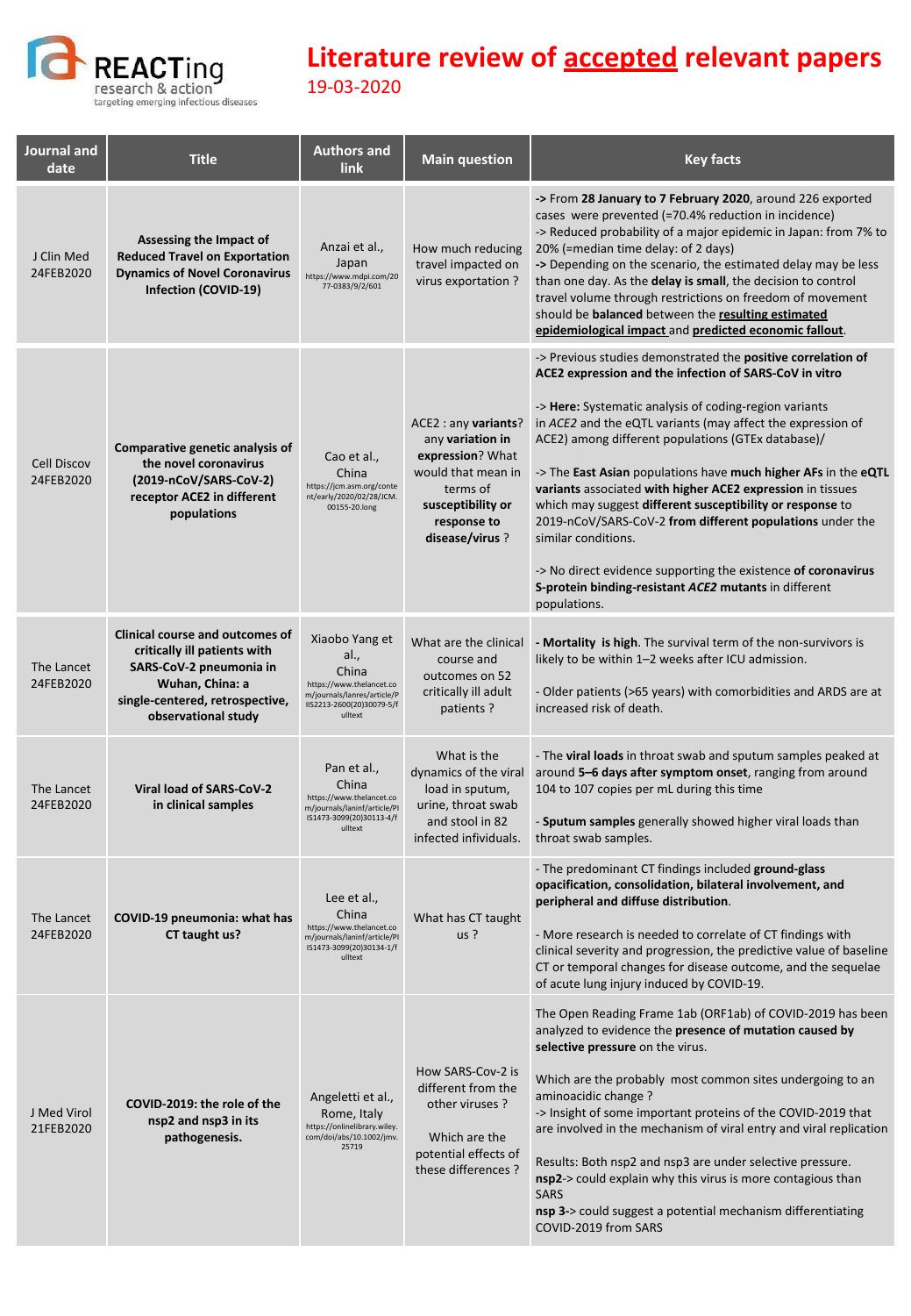# Literature review of accepted relevant papers

19-03-2020

| Journal and date | Title | Authors and link | Main question | Key facts |
|---|---|---|---|---|
| J Clin Med 24FEB2020 | **Assessing the Impact of Reduced Travel on Exportation Dynamics of Novel Coronavirus Infection (COVID-19)** | Anzai et al., Japan https://www.mdpi.com/2077-0383/9/2/601 | How much reducing travel impacted on virus exportation ? | **->** From **28 January to 7 February 2020**, around 226 exported cases were prevented (=70.4% reduction in incidence)<br>-> Reduced probability of a major epidemic in Japan: from 7% to 20% (=median time delay: of 2 days)<br>**->** Depending on the scenario, the estimated delay may be less than one day. As the **delay is small**, the decision to control travel volume through restrictions on freedom of movement should be **balanced** between the **resulting estimated epidemiological impact** and **predicted economic fallout**. |
| Cell Discov 24FEB2020 | **Comparative genetic analysis of the novel coronavirus (2019-nCoV/SARS-CoV-2) receptor ACE2 in different populations** | Cao et al., China https://jcm.asm.org/content/early/2020/02/28/JCM.00155-20.long | ACE2 : any **variants**? any **variation in expression**? What would that mean in terms of **susceptibility or response to disease/virus** ? | -> Previous studies demonstrated the **positive correlation of ACE2 expression and the infection of SARS-CoV in vitro**<br><br>-> **Here:** Systematic analysis of coding-region variants in *ACE2* and the eQTL variants (may affect the expression of ACE2) among different populations (GTEx database)/<br><br>-> The **East Asian** populations have **much higher AFs** in the **eQTL variants** associated **with higher ACE2 expression** in tissues which may suggest **different susceptibility or response** to 2019-nCoV/SARS-CoV-2 **from different populations** under the similar conditions.<br><br>-> No direct evidence supporting the existence **of coronavirus S-protein binding-resistant *ACE2* mutants** in different populations. |
| The Lancet 24FEB2020 | **Clinical course and outcomes of critically ill patients with SARS-CoV-2 pneumonia in Wuhan, China: a single-centered, retrospective, observational study** | Xiaobo Yang et al., China https://www.thelancet.com/journals/lanres/article/PIIS2213-2600(20)30079-5/fulltext | What are the clinical course and outcomes on 52 critically ill adult patients ? | **- Mortality is high**. The survival term of the non-survivors is likely to be within 1–2 weeks after ICU admission.<br><br>- Older patients (>65 years) with comorbidities and ARDS are at increased risk of death. |
| The Lancet 24FEB2020 | **Viral load of SARS-CoV-2 in clinical samples** | Pan et al., China https://www.thelancet.com/journals/laninf/article/PIIS1473-3099(20)30113-4/fulltext | What is the dynamics of the viral load in sputum, urine, throat swab and stool in 82 infected infividuals. | - The **viral loads** in throat swab and sputum samples peaked at around **5–6 days after symptom onset**, ranging from around 104 to 107 copies per mL during this time<br><br>- **Sputum samples** generally showed higher viral loads than throat swab samples. |
| The Lancet 24FEB2020 | **COVID-19 pneumonia: what has CT taught us?** | Lee et al., China https://www.thelancet.com/journals/laninf/article/PIIS1473-3099(20)30134-1/fulltext | What has CT taught us ? | - The predominant CT findings included **ground-glass opacification, consolidation, bilateral involvement, and peripheral and diffuse distribution**.<br><br>- More research is needed to correlate of CT findings with clinical severity and progression, the predictive value of baseline CT or temporal changes for disease outcome, and the sequelae of acute lung injury induced by COVID-19. |
| J Med Virol 21FEB2020 | **COVID-2019: the role of the nsp2 and nsp3 in its pathogenesis.** | Angeletti et al., Rome, Italy https://onlinelibrary.wiley.com/doi/abs/10.1002/jmv.25719 | How SARS-Cov-2 is different from the other viruses ?<br><br>Which are the potential effects of these differences ? | The Open Reading Frame 1ab (ORF1ab) of COVID-2019 has been analyzed to evidence the **presence of mutation caused by selective pressure** on the virus.<br><br>Which are the probably most common sites undergoing to an aminoacidic change ?<br>-> Insight of some important proteins of the COVID-2019 that are involved in the mechanism of viral entry and viral replication<br><br>Results: Both nsp2 and nsp3 are under selective pressure.<br>**nsp2**-> could explain why this virus is more contagious than SARS<br>**nsp 3**-> could suggest a potential mechanism differentiating COVID-2019 from SARS |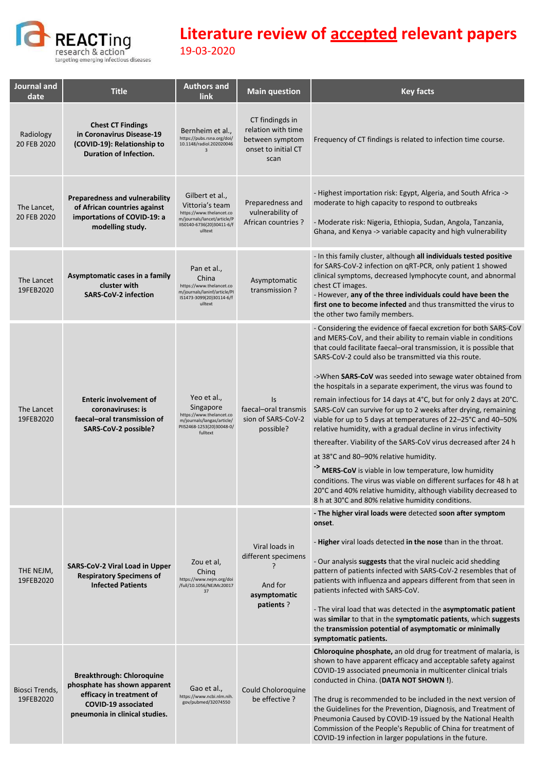# Literature review of accepted relevant papers

19-03-2020

| Journal and date | Title | Authors and link | Main question | Key facts |
|---|---|---|---|---|
| Radiology 20 FEB 2020 | **Chest CT Findings in Coronavirus Disease-19 (COVID-19): Relationship to Duration of Infection.** | Bernheim et al., https://pubs.rsna.org/doi/10.1148/radiol.2020200463 | CT findingds in relation with time between symptom onset to initial CT scan | Frequency of CT findings is related to infection time course. |
| The Lancet, 20 FEB 2020 | **Preparedness and vulnerability of African countries against importations of COVID-19: a modelling study.** | Gilbert et al., Vittoria's team https://www.thelancet.com/journals/lancet/article/PIIS0140-6736(20)30411-6/fulltext | Preparedness and vulnerability of African countries ? | - Highest importation risk: Egypt, Algeria, and South Africa -> moderate to high capacity to respond to outbreaks<br><br>- Moderate risk: Nigeria, Ethiopia, Sudan, Angola, Tanzania, Ghana, and Kenya -> variable capacity and high vulnerability |
| The Lancet 19FEB2020 | **Asymptomatic cases in a family cluster with SARS-CoV-2 infection** | Pan et al., https://www.thelancet.com/journals/laninf/article/PIIS1473-3099(20)30114-6/fulltext | Asymptomatic transmission ? | - In this family cluster, although **all individuals tested positive** for SARS-CoV-2 infection on qRT-PCR, only patient 1 showed clinical symptoms, decreased lymphocyte count, and abnormal chest CT images.<br>- However, **any of the three individuals could have been the first one to become infected** and thus transmitted the virus to the other two family members. |
| The Lancet 19FEB2020 | **Enteric involvement of coronaviruses: is faecal–oral transmission of SARS-CoV-2 possible?** | Yeo et al., Singapore https://www.thelancet.com/journals/langas/article/PIIS2468-1253(20)30048-0/fulltext | Is faecal–oral transmission of SARS-CoV-2 possible? | - Considering the evidence of faecal excretion for both SARS-CoV and MERS-CoV, and their ability to remain viable in conditions that could facilitate faecal–oral transmission, it is possible that SARS-CoV-2 could also be transmitted via this route.<br><br>->When **SARS-CoV** was seeded into sewage water obtained from the hospitals in a separate experiment, the virus was found to remain infectious for 14 days at 4°C, but for only 2 days at 20°C. SARS-CoV can survive for up to 2 weeks after drying, remaining viable for up to 5 days at temperatures of 22–25°C and 40–50% relative humidity, with a gradual decline in virus infectivity thereafter. Viability of the SARS-CoV virus decreased after 24 h at 38°C and 80–90% relative humidity.<br>-> **MERS-CoV** is viable in low temperature, low humidity conditions. The virus was viable on different surfaces for 48 h at 20°C and 40% relative humidity, although viability decreased to 8 h at 30°C and 80% relative humidity conditions. |
| THE NEJM, 19FEB2020 | **SARS-CoV-2 Viral Load in Upper Respiratory Specimens of Infected Patients** | Zou et al, China https://www.nejm.org/doi/full/10.1056/NEJMc2001737 | Viral loads in different specimens ?<br><br>And for **asymptomatic patients** ? | **- The higher viral loads were** detected **soon after symptom onset**.<br><br>- **Higher** viral loads detected **in the nose** than in the throat.<br><br>- Our analysis **suggests** that the viral nucleic acid shedding pattern of patients infected with SARS-CoV-2 resembles that of patients with influenza and appears different from that seen in patients infected with SARS-CoV.<br><br>- The viral load that was detected in the **asymptomatic patient** was **similar** to that in the **symptomatic patients**, which **suggests** the **transmission potential of asymptomatic or minimally symptomatic patients.** |
| Biosci Trends, 19FEB2020 | **Breakthrough: Chloroquine phosphate has shown apparent efficacy in treatment of COVID-19 associated pneumonia in clinical studies.** | Gao et al., https://www.ncbi.nlm.nih.gov/pubmed/32074550 | Could Choloroquine be effective ? | **Chloroquine phosphate,** an old drug for treatment of malaria, is shown to have apparent efficacy and acceptable safety against COVID-19 associated pneumonia in multicenter clinical trials conducted in China. (**DATA NOT SHOWN !**).<br><br>The drug is recommended to be included in the next version of the Guidelines for the Prevention, Diagnosis, and Treatment of Pneumonia Caused by COVID-19 issued by the National Health Commission of the People's Republic of China for treatment of COVID-19 infection in larger populations in the future. |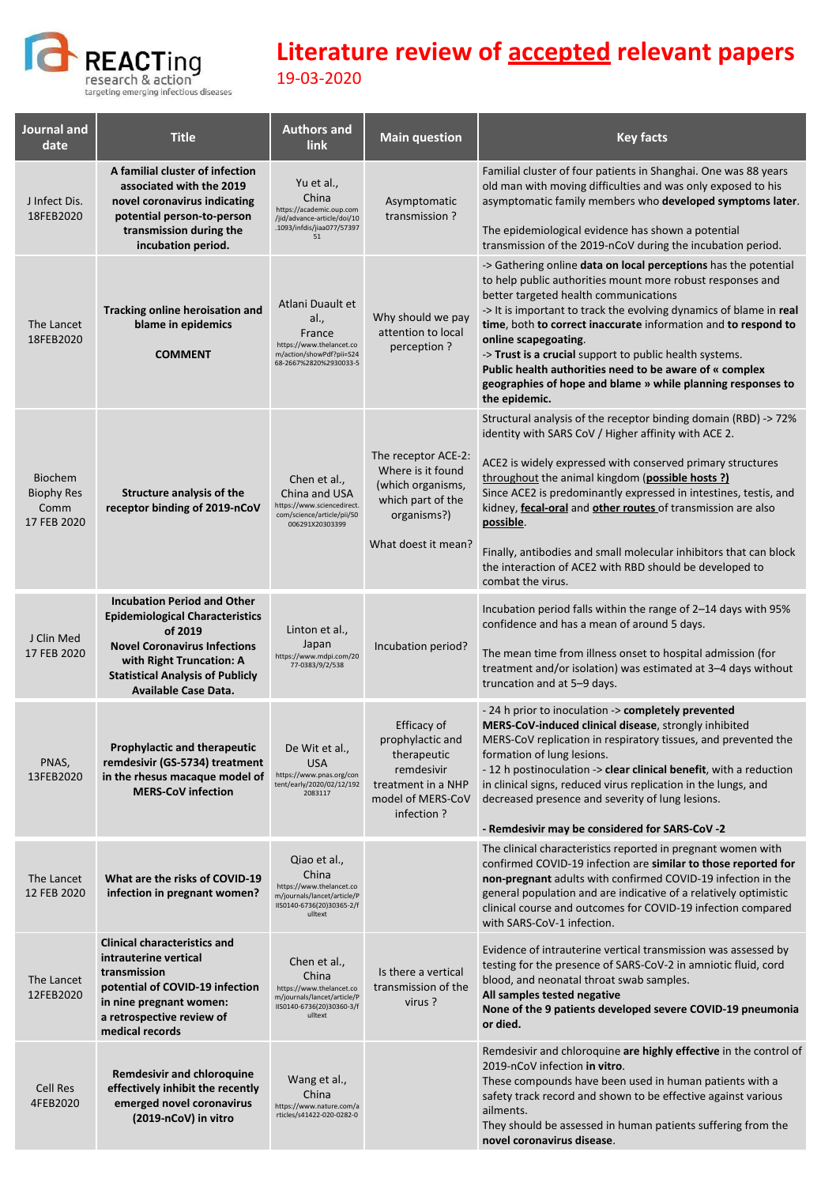REACTing research & action targeting emerging infectious diseases

# Literature review of accepted relevant papers

19-03-2020

| Journal and date | Title | Authors and link | Main question | Key facts |
|---|---|---|---|---|
| J Infect Dis. 18FEB2020 | **A familial cluster of infection associated with the 2019 novel coronavirus indicating potential person-to-person transmission during the incubation period.** | Yu et al., China https://academic.oup.com/jid/advance-article/doi/10.1093/infdis/jiaa077/5739751 | Asymptomatic transmission ? | Familial cluster of four patients in Shanghai. One was 88 years old man with moving difficulties and was only exposed to his asymptomatic family members who **developed symptoms later**. The epidemiological evidence has shown a potential transmission of the 2019-nCoV during the incubation period. |
| The Lancet 18FEB2020 | **Tracking online heroisation and blame in epidemics** **COMMENT** | Atlani Duault et al., France https://www.thelancet.com/action/showPdf?pii=S2468-2667%2820%2930033-5 | Why should we pay attention to local perception ? | -> Gathering online **data on local perceptions** has the potential to help public authorities mount more robust responses and better targeted health communications -> It is important to track the evolving dynamics of blame in **real time**, both **to correct inaccurate** information and **to respond to online scapegoating**. -> **Trust is a crucial** support to public health systems. **Public health authorities need to be aware of « complex geographies of hope and blame » while planning responses to the epidemic.** |
| Biochem Biophy Res Comm 17 FEB 2020 | **Structure analysis of the receptor binding of 2019-nCoV** | Chen et al., China and USA https://www.sciencedirect.com/science/article/pii/S006291X20303399 | The receptor ACE-2: Where is it found (which organisms, which part of the organisms?) What doest it mean? | Structural analysis of the receptor binding domain (RBD) -> 72% identity with SARS CoV / Higher affinity with ACE 2. ACE2 is widely expressed with conserved primary structures throughout the animal kingdom (**possible hosts ?)** Since ACE2 is predominantly expressed in intestines, testis, and kidney, **fecal-oral** and **other routes** of transmission are also **possible**. Finally, antibodies and small molecular inhibitors that can block the interaction of ACE2 with RBD should be developed to combat the virus. |
| J Clin Med 17 FEB 2020 | **Incubation Period and Other Epidemiological Characteristics of 2019 Novel Coronavirus Infections with Right Truncation: A Statistical Analysis of Publicly Available Case Data.** | Linton et al., Japan https://www.mdpi.com/2077-0383/9/2/538 | Incubation period? | Incubation period falls within the range of 2–14 days with 95% confidence and has a mean of around 5 days. The mean time from illness onset to hospital admission (for treatment and/or isolation) was estimated at 3–4 days without truncation and at 5–9 days. |
| PNAS, 13FEB2020 | **Prophylactic and therapeutic remdesivir (GS-5734) treatment in the rhesus macaque model of MERS-CoV infection** | De Wit et al., USA https://www.pnas.org/content/early/2020/02/12/1922083117 | Efficacy of prophylactic and therapeutic remdesivir treatment in a NHP model of MERS-CoV infection ? | - 24 h prior to inoculation -> **completely prevented MERS-CoV-induced clinical disease**, strongly inhibited MERS-CoV replication in respiratory tissues, and prevented the formation of lung lesions. - 12 h postinoculation -> **clear clinical benefit**, with a reduction in clinical signs, reduced virus replication in the lungs, and decreased presence and severity of lung lesions. **- Remdesivir may be considered for SARS-CoV -2** |
| The Lancet 12 FEB 2020 | **What are the risks of COVID-19 infection in pregnant women?** | Qiao et al., China https://www.thelancet.com/journals/lancet/article/PIIS0140-6736(20)30365-2/fulltext | | The clinical characteristics reported in pregnant women with confirmed COVID-19 infection are **similar to those reported for non-pregnant** adults with confirmed COVID-19 infection in the general population and are indicative of a relatively optimistic clinical course and outcomes for COVID-19 infection compared with SARS-CoV-1 infection. |
| The Lancet 12FEB2020 | **Clinical characteristics and intrauterine vertical transmission potential of COVID-19 infection in nine pregnant women: a retrospective review of medical records** | Chen et al., China https://www.thelancet.com/journals/lancet/article/PIIS0140-6736(20)30360-3/fulltext | Is there a vertical transmission of the virus ? | Evidence of intrauterine vertical transmission was assessed by testing for the presence of SARS-CoV-2 in amniotic fluid, cord blood, and neonatal throat swab samples. **All samples tested negative** **None of the 9 patients developed severe COVID-19 pneumonia or died.** |
| Cell Res 4FEB2020 | **Remdesivir and chloroquine effectively inhibit the recently emerged novel coronavirus (2019-nCoV) in vitro** | Wang et al., China https://www.nature.com/articles/s41422-020-0282-0 | | Remdesivir and chloroquine **are highly effective** in the control of 2019-nCoV infection **in vitro**. These compounds have been used in human patients with a safety track record and shown to be effective against various ailments. They should be assessed in human patients suffering from the **novel coronavirus disease**. |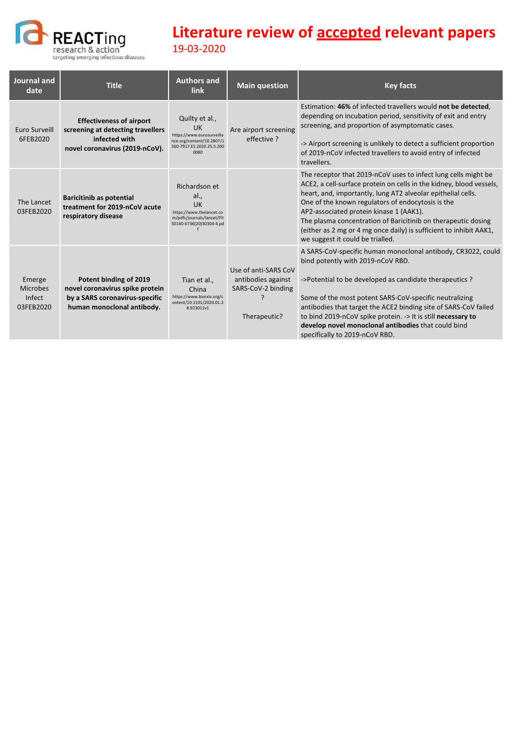# Literature review of accepted relevant papers

19-03-2020

| Journal and date | Title | Authors and link | Main question | Key facts |
|---|---|---|---|---|
| Euro Surveill 6FEB2020 | **Effectiveness of airport screening at detecting travellers infected with novel coronavirus (2019-nCoV).** | Quilty et al., UK https://www.eurosurveillance.org/content/10.2807/1560-7917.ES.2020.25.5.2000080 | Are airport screening effective ? | Estimation: **46%** of infected travellers would **not be detected**, depending on incubation period, sensitivity of exit and entry screening, and proportion of asymptomatic cases.<br><br>-> Airport screening is unlikely to detect a sufficient proportion of 2019-nCoV infected travellers to avoid entry of infected travellers. |
| The Lancet 03FEB2020 | **Baricitinib as potential treatment for 2019-nCoV acute respiratory disease** | Richardson et al., UK https://www.thelancet.com/pdfs/journals/lancet/PIIS0140-6736(20)30304-4.pdf | | The receptor that 2019-nCoV uses to infect lung cells might be ACE2, a cell-surface protein on cells in the kidney, blood vessels, heart, and, importantly, lung AT2 alveolar epithelial cells.<br>One of the known regulators of endocytosis is the AP2-associated protein kinase 1 (AAK1).<br>The plasma concentration of Baricitinib on therapeutic dosing (either as 2 mg or 4 mg once daily) is sufficient to inhibit AAK1, we suggest it could be trialled. |
| Emerge Microbes Infect 03FEB2020 | **Potent binding of 2019 novel coronavirus spike protein by a SARS coronavirus-specific human monoclonal antibody.** | Tian et al., China https://www.biorxiv.org/content/10.1101/2020.01.28.923011v1 | Use of anti-SARS CoV antibodies against SARS-CoV-2 binding ?<br><br>Therapeutic? | A SARS-CoV-specific human monoclonal antibody, CR3022, could bind potently with 2019-nCoV RBD.<br><br>->Potential to be developed as candidate therapeutics ?<br><br>Some of the most potent SARS-CoV-specific neutralizing antibodies that target the ACE2 binding site of SARS-CoV failed to bind 2019-nCoV spike protein. -> It is still **necessary to develop novel monoclonal antibodies** that could bind specifically to 2019-nCoV RBD. |